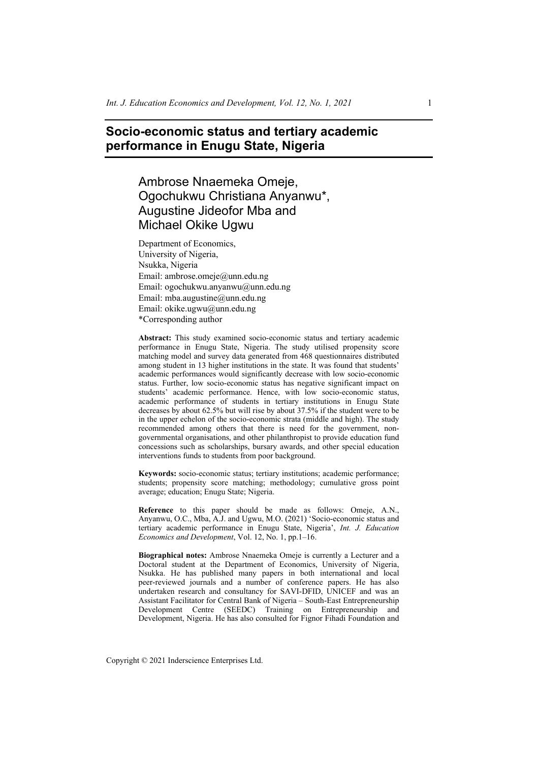# Socio-economic status and tertiary academic performance in Enugu State, Nigeria

## Ambrose Nnaemeka Omeje, Ogochukwu Christiana Anyanwu*, Augustine Jideofor Mba and Michael Okike Ugwu

Department of Economics,
University of Nigeria,
Nsukka, Nigeria
Email: ambrose.omeje@unn.edu.ng
Email: ogochukwu.anyanwu@unn.edu.ng
Email: mba.augustine@unn.edu.ng
Email: okike.ugwu@unn.edu.ng
*Corresponding author

**Abstract:** This study examined socio-economic status and tertiary academic performance in Enugu State, Nigeria. The study utilised propensity score matching model and survey data generated from 468 questionnaires distributed among student in 13 higher institutions in the state. It was found that students' academic performances would significantly decrease with low socio-economic status. Further, low socio-economic status has negative significant impact on students' academic performance. Hence, with low socio-economic status, academic performance of students in tertiary institutions in Enugu State decreases by about 62.5% but will rise by about 37.5% if the student were to be in the upper echelon of the socio-economic strata (middle and high). The study recommended among others that there is need for the government, non-governmental organisations, and other philanthropist to provide education fund concessions such as scholarships, bursary awards, and other special education interventions funds to students from poor background.

**Keywords:** socio-economic status; tertiary institutions; academic performance; students; propensity score matching; methodology; cumulative gross point average; education; Enugu State; Nigeria.

**Reference** to this paper should be made as follows: Omeje, A.N., Anyanwu, O.C., Mba, A.J. and Ugwu, M.O. (2021) 'Socio-economic status and tertiary academic performance in Enugu State, Nigeria', *Int. J. Education Economics and Development*, Vol. 12, No. 1, pp.1–16.

**Biographical notes:** Ambrose Nnaemeka Omeje is currently a Lecturer and a Doctoral student at the Department of Economics, University of Nigeria, Nsukka. He has published many papers in both international and local peer-reviewed journals and a number of conference papers. He has also undertaken research and consultancy for SAVI-DFID, UNICEF and was an Assistant Facilitator for Central Bank of Nigeria – South-East Entrepreneurship Development Centre (SEEDC) Training on Entrepreneurship and Development, Nigeria. He has also consulted for Fignor Fihadi Foundation and

Copyright © 2021 Inderscience Enterprises Ltd.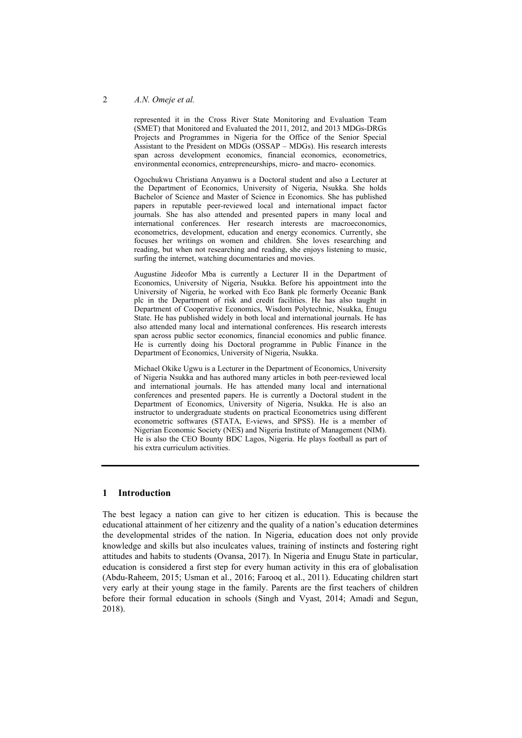represented it in the Cross River State Monitoring and Evaluation Team (SMET) that Monitored and Evaluated the 2011, 2012, and 2013 MDGs-DRGs Projects and Programmes in Nigeria for the Office of the Senior Special Assistant to the President on MDGs (OSSAP – MDGs). His research interests span across development economics, financial economics, econometrics, environmental economics, entrepreneurships, micro- and macro- economics.

Ogochukwu Christiana Anyanwu is a Doctoral student and also a Lecturer at the Department of Economics, University of Nigeria, Nsukka. She holds Bachelor of Science and Master of Science in Economics. She has published papers in reputable peer-reviewed local and international impact factor journals. She has also attended and presented papers in many local and international conferences. Her research interests are macroeconomics, econometrics, development, education and energy economics. Currently, she focuses her writings on women and children. She loves researching and reading, but when not researching and reading, she enjoys listening to music, surfing the internet, watching documentaries and movies.

Augustine Jideofor Mba is currently a Lecturer II in the Department of Economics, University of Nigeria, Nsukka. Before his appointment into the University of Nigeria, he worked with Eco Bank plc formerly Oceanic Bank plc in the Department of risk and credit facilities. He has also taught in Department of Cooperative Economics, Wisdom Polytechnic, Nsukka, Enugu State. He has published widely in both local and international journals. He has also attended many local and international conferences. His research interests span across public sector economics, financial economics and public finance. He is currently doing his Doctoral programme in Public Finance in the Department of Economics, University of Nigeria, Nsukka.

Michael Okike Ugwu is a Lecturer in the Department of Economics, University of Nigeria Nsukka and has authored many articles in both peer-reviewed local and international journals. He has attended many local and international conferences and presented papers. He is currently a Doctoral student in the Department of Economics, University of Nigeria, Nsukka. He is also an instructor to undergraduate students on practical Econometrics using different econometric softwares (STATA, E-views, and SPSS). He is a member of Nigerian Economic Society (NES) and Nigeria Institute of Management (NIM). He is also the CEO Bounty BDC Lagos, Nigeria. He plays football as part of his extra curriculum activities.

## 1 Introduction

The best legacy a nation can give to her citizen is education. This is because the educational attainment of her citizenry and the quality of a nation's education determines the developmental strides of the nation. In Nigeria, education does not only provide knowledge and skills but also inculcates values, training of instincts and fostering right attitudes and habits to students (Ovansa, 2017). In Nigeria and Enugu State in particular, education is considered a first step for every human activity in this era of globalisation (Abdu-Raheem, 2015; Usman et al., 2016; Farooq et al., 2011). Educating children start very early at their young stage in the family. Parents are the first teachers of children before their formal education in schools (Singh and Vyast, 2014; Amadi and Segun, 2018).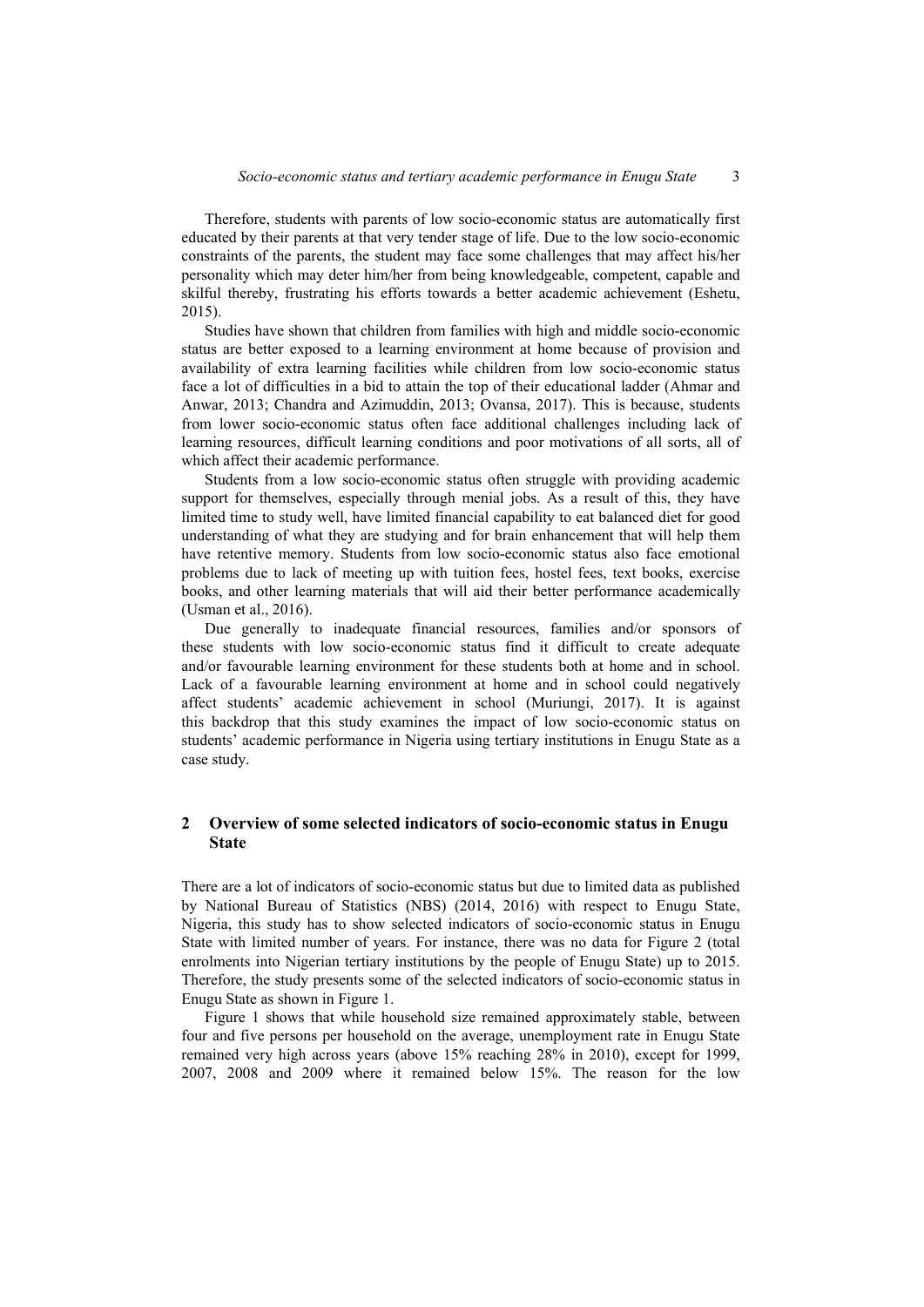Therefore, students with parents of low socio-economic status are automatically first educated by their parents at that very tender stage of life. Due to the low socio-economic constraints of the parents, the student may face some challenges that may affect his/her personality which may deter him/her from being knowledgeable, competent, capable and skilful thereby, frustrating his efforts towards a better academic achievement (Eshetu, 2015).

Studies have shown that children from families with high and middle socio-economic status are better exposed to a learning environment at home because of provision and availability of extra learning facilities while children from low socio-economic status face a lot of difficulties in a bid to attain the top of their educational ladder (Ahmar and Anwar, 2013; Chandra and Azimuddin, 2013; Ovansa, 2017). This is because, students from lower socio-economic status often face additional challenges including lack of learning resources, difficult learning conditions and poor motivations of all sorts, all of which affect their academic performance.

Students from a low socio-economic status often struggle with providing academic support for themselves, especially through menial jobs. As a result of this, they have limited time to study well, have limited financial capability to eat balanced diet for good understanding of what they are studying and for brain enhancement that will help them have retentive memory. Students from low socio-economic status also face emotional problems due to lack of meeting up with tuition fees, hostel fees, text books, exercise books, and other learning materials that will aid their better performance academically (Usman et al., 2016).

Due generally to inadequate financial resources, families and/or sponsors of these students with low socio-economic status find it difficult to create adequate and/or favourable learning environment for these students both at home and in school. Lack of a favourable learning environment at home and in school could negatively affect students' academic achievement in school (Muriungi, 2017). It is against this backdrop that this study examines the impact of low socio-economic status on students' academic performance in Nigeria using tertiary institutions in Enugu State as a case study.

## 2 Overview of some selected indicators of socio-economic status in Enugu State

There are a lot of indicators of socio-economic status but due to limited data as published by National Bureau of Statistics (NBS) (2014, 2016) with respect to Enugu State, Nigeria, this study has to show selected indicators of socio-economic status in Enugu State with limited number of years. For instance, there was no data for Figure 2 (total enrolments into Nigerian tertiary institutions by the people of Enugu State) up to 2015. Therefore, the study presents some of the selected indicators of socio-economic status in Enugu State as shown in Figure 1.

Figure 1 shows that while household size remained approximately stable, between four and five persons per household on the average, unemployment rate in Enugu State remained very high across years (above 15% reaching 28% in 2010), except for 1999, 2007, 2008 and 2009 where it remained below 15%. The reason for the low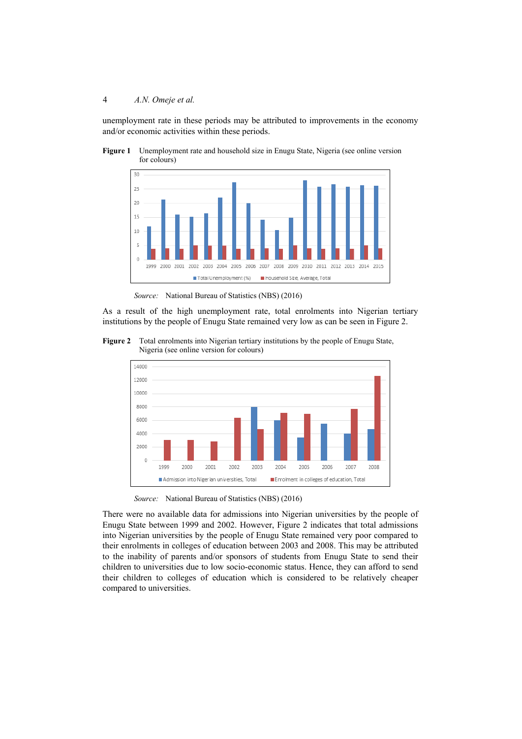unemployment rate in these periods may be attributed to improvements in the economy and/or economic activities within these periods.

**Figure 1** Unemployment rate and household size in Enugu State, Nigeria (see online version for colours)

30
25
20
15
10
5
0
1999 2000 2001 2002 2003 2004 2005 2006 2007 2008 2009 2010 2011 2012 2013 2014 2015
Total Unemployment (%)
Household Size, Average, Total

*Source:* National Bureau of Statistics (NBS) (2016)

As a result of the high unemployment rate, total enrolments into Nigerian tertiary institutions by the people of Enugu State remained very low as can be seen in Figure 2.

**Figure 2** Total enrolments into Nigerian tertiary institutions by the people of Enugu State, Nigeria (see online version for colours)

14000
12000
10000
8000
6000
4000
2000
0
1999 2000 2001 2002 2003 2004 2005 2006 2007 2008
Admission into Nigerian universities, Total
Enrolment in colleges of education, Total

*Source:* National Bureau of Statistics (NBS) (2016)

There were no available data for admissions into Nigerian universities by the people of Enugu State between 1999 and 2002. However, Figure 2 indicates that total admissions into Nigerian universities by the people of Enugu State remained very poor compared to their enrolments in colleges of education between 2003 and 2008. This may be attributed to the inability of parents and/or sponsors of students from Enugu State to send their children to universities due to low socio-economic status. Hence, they can afford to send their children to colleges of education which is considered to be relatively cheaper compared to universities.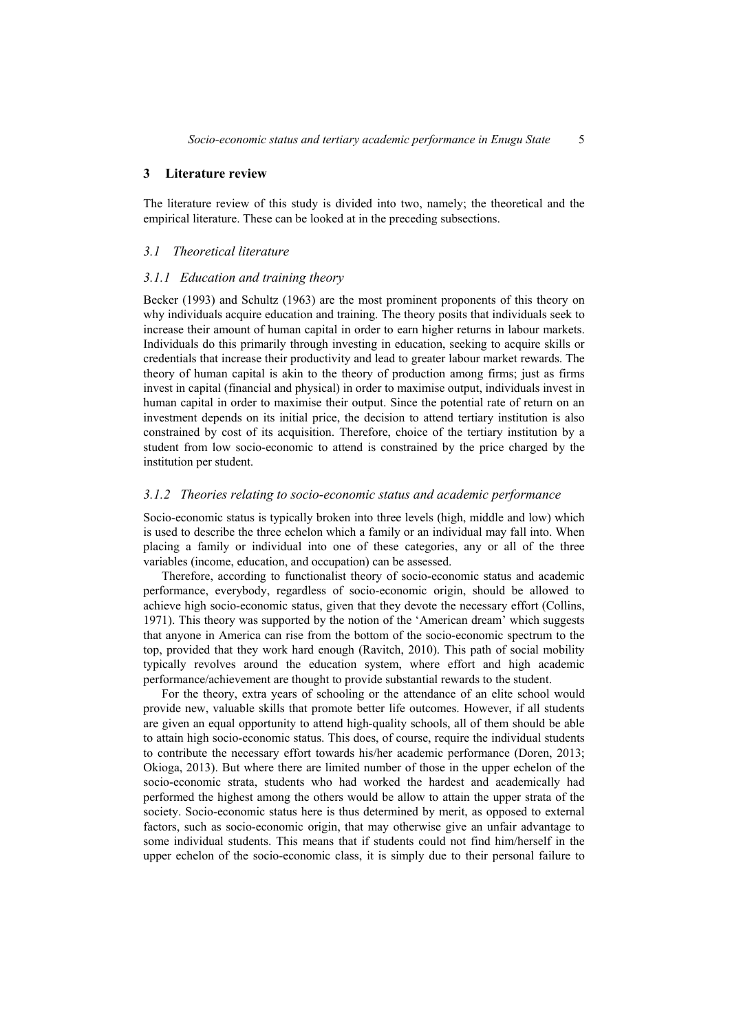## 3 Literature review

The literature review of this study is divided into two, namely; the theoretical and the empirical literature. These can be looked at in the preceding subsections.

### *3.1 Theoretical literature*

#### *3.1.1 Education and training theory*

Becker (1993) and Schultz (1963) are the most prominent proponents of this theory on why individuals acquire education and training. The theory posits that individuals seek to increase their amount of human capital in order to earn higher returns in labour markets. Individuals do this primarily through investing in education, seeking to acquire skills or credentials that increase their productivity and lead to greater labour market rewards. The theory of human capital is akin to the theory of production among firms; just as firms invest in capital (financial and physical) in order to maximise output, individuals invest in human capital in order to maximise their output. Since the potential rate of return on an investment depends on its initial price, the decision to attend tertiary institution is also constrained by cost of its acquisition. Therefore, choice of the tertiary institution by a student from low socio-economic to attend is constrained by the price charged by the institution per student.

#### *3.1.2 Theories relating to socio-economic status and academic performance*

Socio-economic status is typically broken into three levels (high, middle and low) which is used to describe the three echelon which a family or an individual may fall into. When placing a family or individual into one of these categories, any or all of the three variables (income, education, and occupation) can be assessed.

Therefore, according to functionalist theory of socio-economic status and academic performance, everybody, regardless of socio-economic origin, should be allowed to achieve high socio-economic status, given that they devote the necessary effort (Collins, 1971). This theory was supported by the notion of the 'American dream' which suggests that anyone in America can rise from the bottom of the socio-economic spectrum to the top, provided that they work hard enough (Ravitch, 2010). This path of social mobility typically revolves around the education system, where effort and high academic performance/achievement are thought to provide substantial rewards to the student.

For the theory, extra years of schooling or the attendance of an elite school would provide new, valuable skills that promote better life outcomes. However, if all students are given an equal opportunity to attend high-quality schools, all of them should be able to attain high socio-economic status. This does, of course, require the individual students to contribute the necessary effort towards his/her academic performance (Doren, 2013; Okioga, 2013). But where there are limited number of those in the upper echelon of the socio-economic strata, students who had worked the hardest and academically had performed the highest among the others would be allow to attain the upper strata of the society. Socio-economic status here is thus determined by merit, as opposed to external factors, such as socio-economic origin, that may otherwise give an unfair advantage to some individual students. This means that if students could not find him/herself in the upper echelon of the socio-economic class, it is simply due to their personal failure to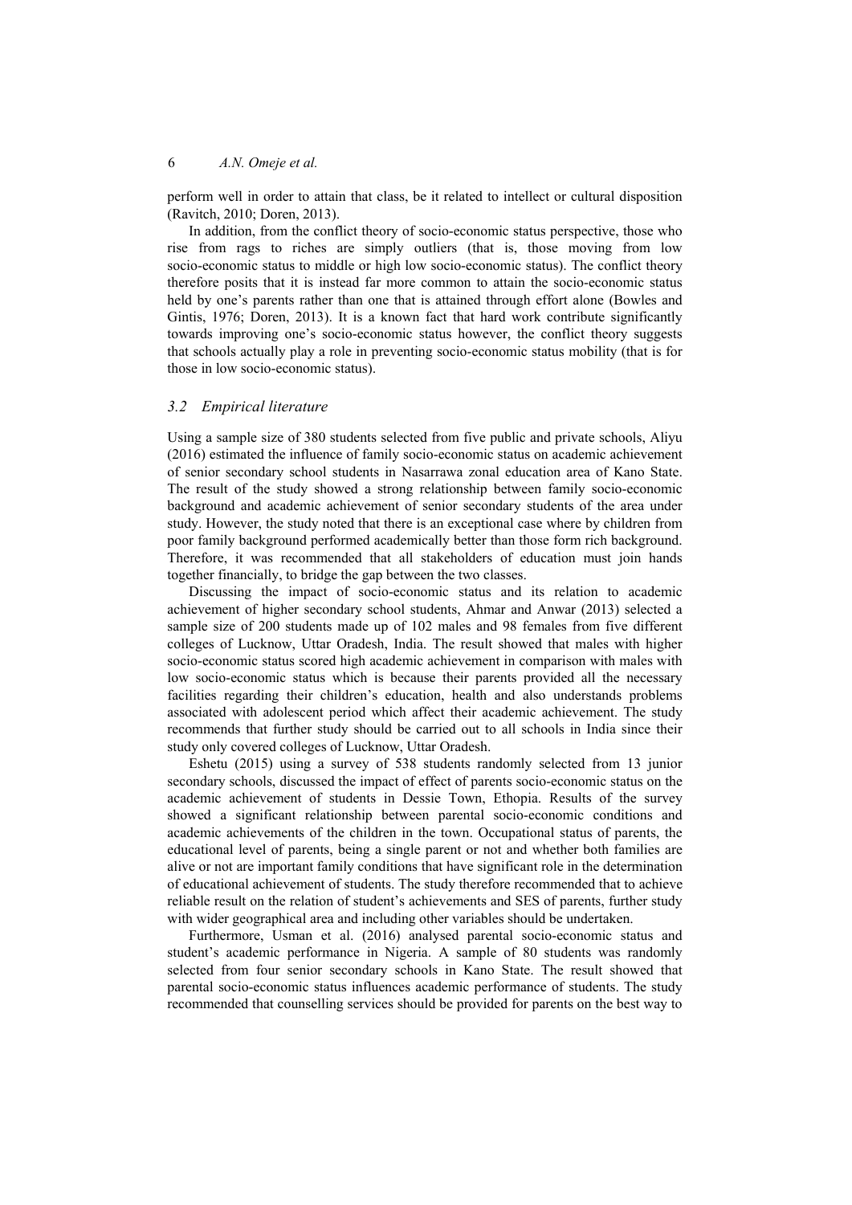perform well in order to attain that class, be it related to intellect or cultural disposition (Ravitch, 2010; Doren, 2013).

In addition, from the conflict theory of socio-economic status perspective, those who rise from rags to riches are simply outliers (that is, those moving from low socio-economic status to middle or high low socio-economic status). The conflict theory therefore posits that it is instead far more common to attain the socio-economic status held by one's parents rather than one that is attained through effort alone (Bowles and Gintis, 1976; Doren, 2013). It is a known fact that hard work contribute significantly towards improving one's socio-economic status however, the conflict theory suggests that schools actually play a role in preventing socio-economic status mobility (that is for those in low socio-economic status).

### *3.2 Empirical literature*

Using a sample size of 380 students selected from five public and private schools, Aliyu (2016) estimated the influence of family socio-economic status on academic achievement of senior secondary school students in Nasarrawa zonal education area of Kano State. The result of the study showed a strong relationship between family socio-economic background and academic achievement of senior secondary students of the area under study. However, the study noted that there is an exceptional case where by children from poor family background performed academically better than those form rich background. Therefore, it was recommended that all stakeholders of education must join hands together financially, to bridge the gap between the two classes.

Discussing the impact of socio-economic status and its relation to academic achievement of higher secondary school students, Ahmar and Anwar (2013) selected a sample size of 200 students made up of 102 males and 98 females from five different colleges of Lucknow, Uttar Oradesh, India. The result showed that males with higher socio-economic status scored high academic achievement in comparison with males with low socio-economic status which is because their parents provided all the necessary facilities regarding their children's education, health and also understands problems associated with adolescent period which affect their academic achievement. The study recommends that further study should be carried out to all schools in India since their study only covered colleges of Lucknow, Uttar Oradesh.

Eshetu (2015) using a survey of 538 students randomly selected from 13 junior secondary schools, discussed the impact of effect of parents socio-economic status on the academic achievement of students in Dessie Town, Ethopia. Results of the survey showed a significant relationship between parental socio-economic conditions and academic achievements of the children in the town. Occupational status of parents, the educational level of parents, being a single parent or not and whether both families are alive or not are important family conditions that have significant role in the determination of educational achievement of students. The study therefore recommended that to achieve reliable result on the relation of student's achievements and SES of parents, further study with wider geographical area and including other variables should be undertaken.

Furthermore, Usman et al. (2016) analysed parental socio-economic status and student's academic performance in Nigeria. A sample of 80 students was randomly selected from four senior secondary schools in Kano State. The result showed that parental socio-economic status influences academic performance of students. The study recommended that counselling services should be provided for parents on the best way to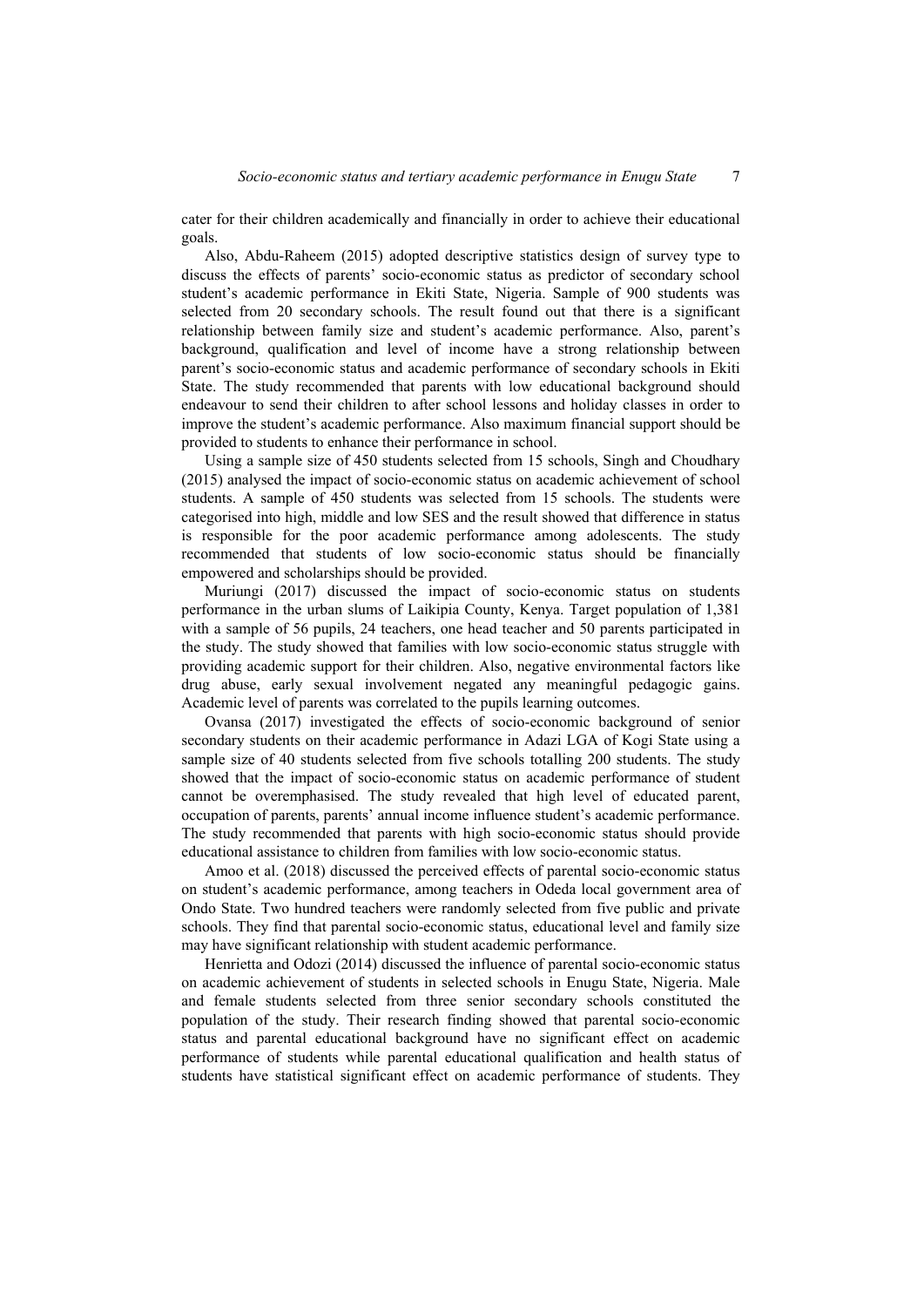cater for their children academically and financially in order to achieve their educational goals.

Also, Abdu-Raheem (2015) adopted descriptive statistics design of survey type to discuss the effects of parents' socio-economic status as predictor of secondary school student's academic performance in Ekiti State, Nigeria. Sample of 900 students was selected from 20 secondary schools. The result found out that there is a significant relationship between family size and student's academic performance. Also, parent's background, qualification and level of income have a strong relationship between parent's socio-economic status and academic performance of secondary schools in Ekiti State. The study recommended that parents with low educational background should endeavour to send their children to after school lessons and holiday classes in order to improve the student's academic performance. Also maximum financial support should be provided to students to enhance their performance in school.

Using a sample size of 450 students selected from 15 schools, Singh and Choudhary (2015) analysed the impact of socio-economic status on academic achievement of school students. A sample of 450 students was selected from 15 schools. The students were categorised into high, middle and low SES and the result showed that difference in status is responsible for the poor academic performance among adolescents. The study recommended that students of low socio-economic status should be financially empowered and scholarships should be provided.

Muriungi (2017) discussed the impact of socio-economic status on students performance in the urban slums of Laikipia County, Kenya. Target population of 1,381 with a sample of 56 pupils, 24 teachers, one head teacher and 50 parents participated in the study. The study showed that families with low socio-economic status struggle with providing academic support for their children. Also, negative environmental factors like drug abuse, early sexual involvement negated any meaningful pedagogic gains. Academic level of parents was correlated to the pupils learning outcomes.

Ovansa (2017) investigated the effects of socio-economic background of senior secondary students on their academic performance in Adazi LGA of Kogi State using a sample size of 40 students selected from five schools totalling 200 students. The study showed that the impact of socio-economic status on academic performance of student cannot be overemphasised. The study revealed that high level of educated parent, occupation of parents, parents' annual income influence student's academic performance. The study recommended that parents with high socio-economic status should provide educational assistance to children from families with low socio-economic status.

Amoo et al. (2018) discussed the perceived effects of parental socio-economic status on student's academic performance, among teachers in Odeda local government area of Ondo State. Two hundred teachers were randomly selected from five public and private schools. They find that parental socio-economic status, educational level and family size may have significant relationship with student academic performance.

Henrietta and Odozi (2014) discussed the influence of parental socio-economic status on academic achievement of students in selected schools in Enugu State, Nigeria. Male and female students selected from three senior secondary schools constituted the population of the study. Their research finding showed that parental socio-economic status and parental educational background have no significant effect on academic performance of students while parental educational qualification and health status of students have statistical significant effect on academic performance of students. They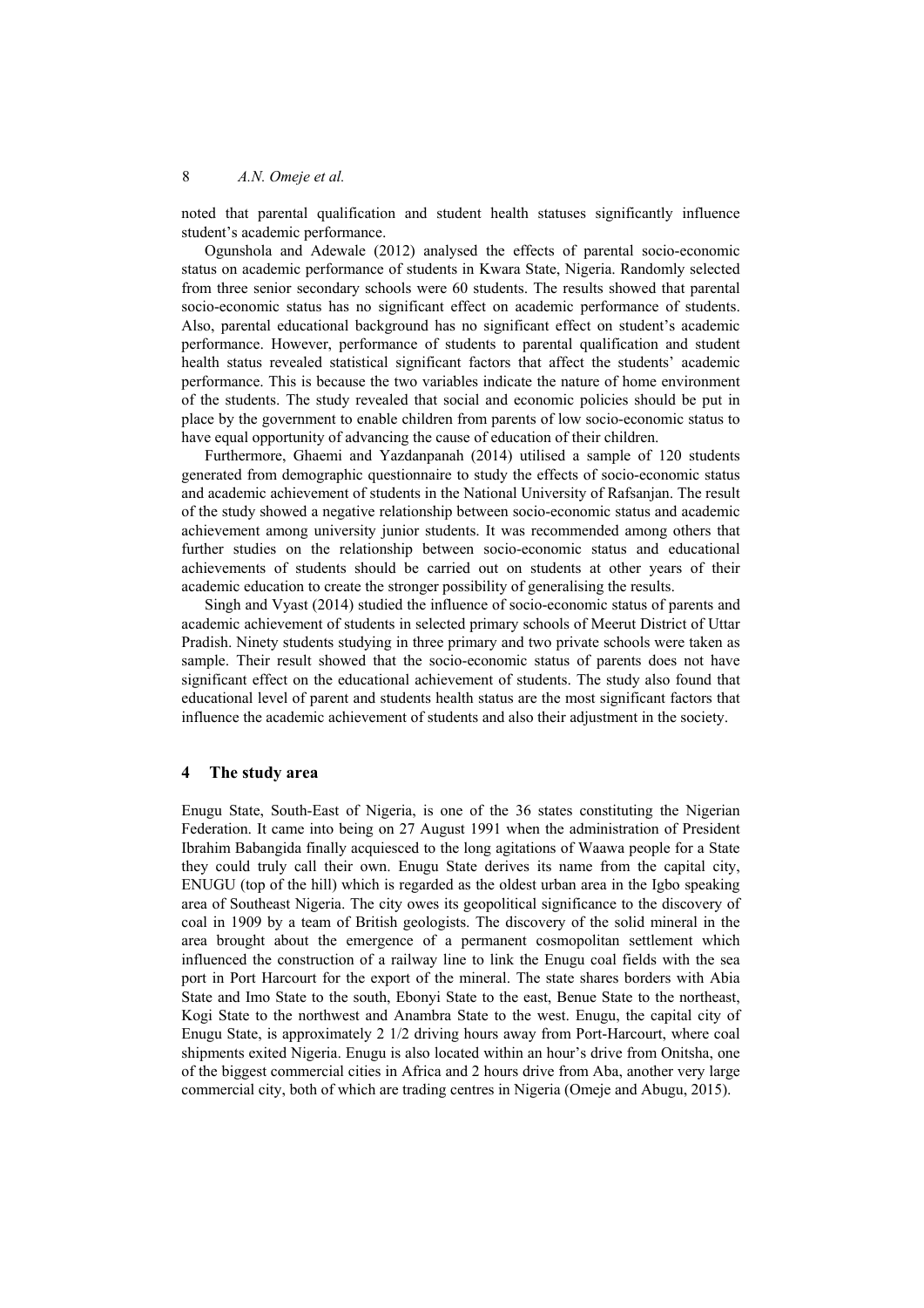noted that parental qualification and student health statuses significantly influence student's academic performance.

Ogunshola and Adewale (2012) analysed the effects of parental socio-economic status on academic performance of students in Kwara State, Nigeria. Randomly selected from three senior secondary schools were 60 students. The results showed that parental socio-economic status has no significant effect on academic performance of students. Also, parental educational background has no significant effect on student's academic performance. However, performance of students to parental qualification and student health status revealed statistical significant factors that affect the students' academic performance. This is because the two variables indicate the nature of home environment of the students. The study revealed that social and economic policies should be put in place by the government to enable children from parents of low socio-economic status to have equal opportunity of advancing the cause of education of their children.

Furthermore, Ghaemi and Yazdanpanah (2014) utilised a sample of 120 students generated from demographic questionnaire to study the effects of socio-economic status and academic achievement of students in the National University of Rafsanjan. The result of the study showed a negative relationship between socio-economic status and academic achievement among university junior students. It was recommended among others that further studies on the relationship between socio-economic status and educational achievements of students should be carried out on students at other years of their academic education to create the stronger possibility of generalising the results.

Singh and Vyast (2014) studied the influence of socio-economic status of parents and academic achievement of students in selected primary schools of Meerut District of Uttar Pradish. Ninety students studying in three primary and two private schools were taken as sample. Their result showed that the socio-economic status of parents does not have significant effect on the educational achievement of students. The study also found that educational level of parent and students health status are the most significant factors that influence the academic achievement of students and also their adjustment in the society.

## 4 The study area

Enugu State, South-East of Nigeria, is one of the 36 states constituting the Nigerian Federation. It came into being on 27 August 1991 when the administration of President Ibrahim Babangida finally acquiesced to the long agitations of Waawa people for a State they could truly call their own. Enugu State derives its name from the capital city, ENUGU (top of the hill) which is regarded as the oldest urban area in the Igbo speaking area of Southeast Nigeria. The city owes its geopolitical significance to the discovery of coal in 1909 by a team of British geologists. The discovery of the solid mineral in the area brought about the emergence of a permanent cosmopolitan settlement which influenced the construction of a railway line to link the Enugu coal fields with the sea port in Port Harcourt for the export of the mineral. The state shares borders with Abia State and Imo State to the south, Ebonyi State to the east, Benue State to the northeast, Kogi State to the northwest and Anambra State to the west. Enugu, the capital city of Enugu State, is approximately 2 1/2 driving hours away from Port-Harcourt, where coal shipments exited Nigeria. Enugu is also located within an hour's drive from Onitsha, one of the biggest commercial cities in Africa and 2 hours drive from Aba, another very large commercial city, both of which are trading centres in Nigeria (Omeje and Abugu, 2015).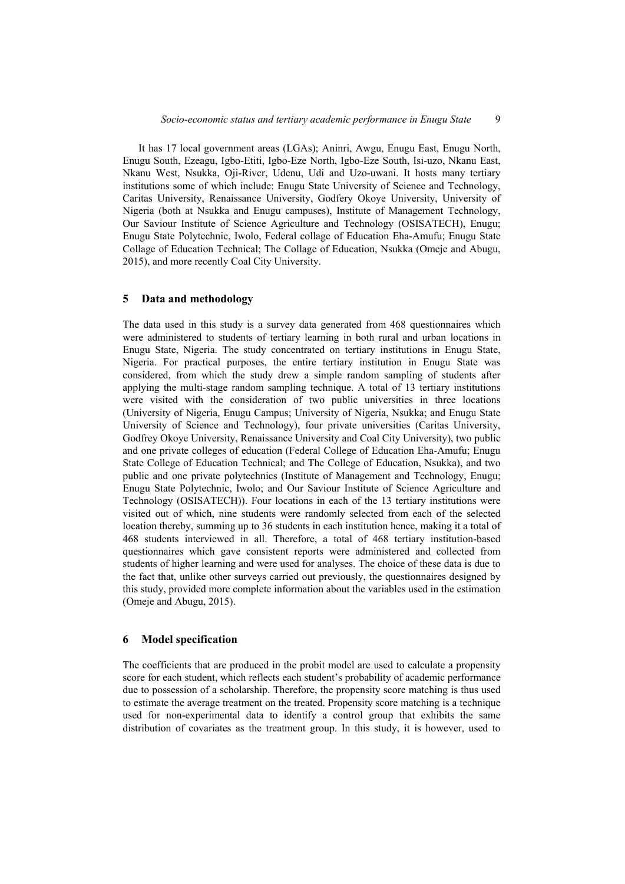It has 17 local government areas (LGAs); Aninri, Awgu, Enugu East, Enugu North, Enugu South, Ezeagu, Igbo-Etiti, Igbo-Eze North, Igbo-Eze South, Isi-uzo, Nkanu East, Nkanu West, Nsukka, Oji-River, Udenu, Udi and Uzo-uwani. It hosts many tertiary institutions some of which include: Enugu State University of Science and Technology, Caritas University, Renaissance University, Godfery Okoye University, University of Nigeria (both at Nsukka and Enugu campuses), Institute of Management Technology, Our Saviour Institute of Science Agriculture and Technology (OSISATECH), Enugu; Enugu State Polytechnic, Iwolo, Federal collage of Education Eha-Amufu; Enugu State Collage of Education Technical; The Collage of Education, Nsukka (Omeje and Abugu, 2015), and more recently Coal City University.

## 5 Data and methodology

The data used in this study is a survey data generated from 468 questionnaires which were administered to students of tertiary learning in both rural and urban locations in Enugu State, Nigeria. The study concentrated on tertiary institutions in Enugu State, Nigeria. For practical purposes, the entire tertiary institution in Enugu State was considered, from which the study drew a simple random sampling of students after applying the multi-stage random sampling technique. A total of 13 tertiary institutions were visited with the consideration of two public universities in three locations (University of Nigeria, Enugu Campus; University of Nigeria, Nsukka; and Enugu State University of Science and Technology), four private universities (Caritas University, Godfrey Okoye University, Renaissance University and Coal City University), two public and one private colleges of education (Federal College of Education Eha-Amufu; Enugu State College of Education Technical; and The College of Education, Nsukka), and two public and one private polytechnics (Institute of Management and Technology, Enugu; Enugu State Polytechnic, Iwolo; and Our Saviour Institute of Science Agriculture and Technology (OSISATECH)). Four locations in each of the 13 tertiary institutions were visited out of which, nine students were randomly selected from each of the selected location thereby, summing up to 36 students in each institution hence, making it a total of 468 students interviewed in all. Therefore, a total of 468 tertiary institution-based questionnaires which gave consistent reports were administered and collected from students of higher learning and were used for analyses. The choice of these data is due to the fact that, unlike other surveys carried out previously, the questionnaires designed by this study, provided more complete information about the variables used in the estimation (Omeje and Abugu, 2015).

## 6 Model specification

The coefficients that are produced in the probit model are used to calculate a propensity score for each student, which reflects each student's probability of academic performance due to possession of a scholarship. Therefore, the propensity score matching is thus used to estimate the average treatment on the treated. Propensity score matching is a technique used for non-experimental data to identify a control group that exhibits the same distribution of covariates as the treatment group. In this study, it is however, used to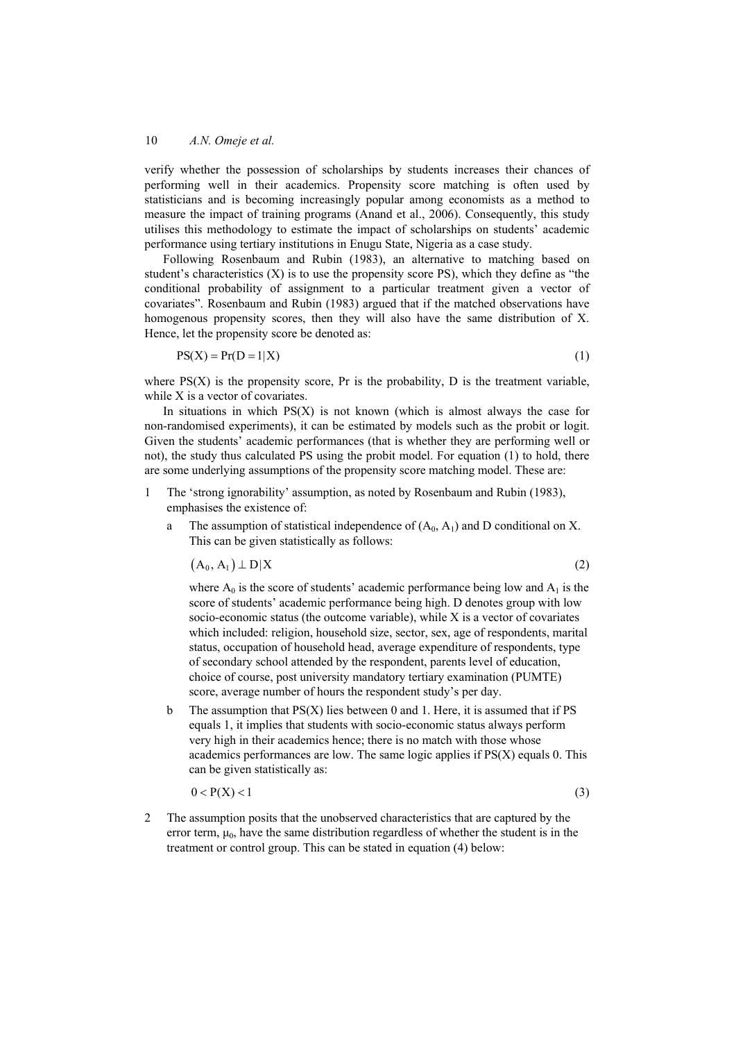verify whether the possession of scholarships by students increases their chances of performing well in their academics. Propensity score matching is often used by statisticians and is becoming increasingly popular among economists as a method to measure the impact of training programs (Anand et al., 2006). Consequently, this study utilises this methodology to estimate the impact of scholarships on students' academic performance using tertiary institutions in Enugu State, Nigeria as a case study.

Following Rosenbaum and Rubin (1983), an alternative to matching based on student's characteristics (X) is to use the propensity score PS), which they define as "the conditional probability of assignment to a particular treatment given a vector of covariates". Rosenbaum and Rubin (1983) argued that if the matched observations have homogenous propensity scores, then they will also have the same distribution of X. Hence, let the propensity score be denoted as:

$$PS(X) = Pr(D = 1|X) \tag{1}$$

where PS(X) is the propensity score, Pr is the probability, D is the treatment variable, while X is a vector of covariates.

In situations in which PS(X) is not known (which is almost always the case for non-randomised experiments), it can be estimated by models such as the probit or logit. Given the students' academic performances (that is whether they are performing well or not), the study thus calculated PS using the probit model. For equation (1) to hold, there are some underlying assumptions of the propensity score matching model. These are:

1. The 'strong ignorability' assumption, as noted by Rosenbaum and Rubin (1983), emphasises the existence of:

   a. The assumption of statistical independence of $(A_0, A_1)$ and D conditional on X. This can be given statistically as follows:

   $$\left(A_0, A_1\right) \perp D|X \tag{2}$$

   where $A_0$ is the score of students' academic performance being low and $A_1$ is the score of students' academic performance being high. D denotes group with low socio-economic status (the outcome variable), while X is a vector of covariates which included: religion, household size, sector, sex, age of respondents, marital status, occupation of household head, average expenditure of respondents, type of secondary school attended by the respondent, parents level of education, choice of course, post university mandatory tertiary examination (PUMTE) score, average number of hours the respondent study's per day.

   b. The assumption that PS(X) lies between 0 and 1. Here, it is assumed that if PS equals 1, it implies that students with socio-economic status always perform very high in their academics hence; there is no match with those whose academics performances are low. The same logic applies if PS(X) equals 0. This can be given statistically as:

   $$0 < P(X) < 1 \tag{3}$$

2. The assumption posits that the unobserved characteristics that are captured by the error term, $\mu_0$, have the same distribution regardless of whether the student is in the treatment or control group. This can be stated in equation (4) below: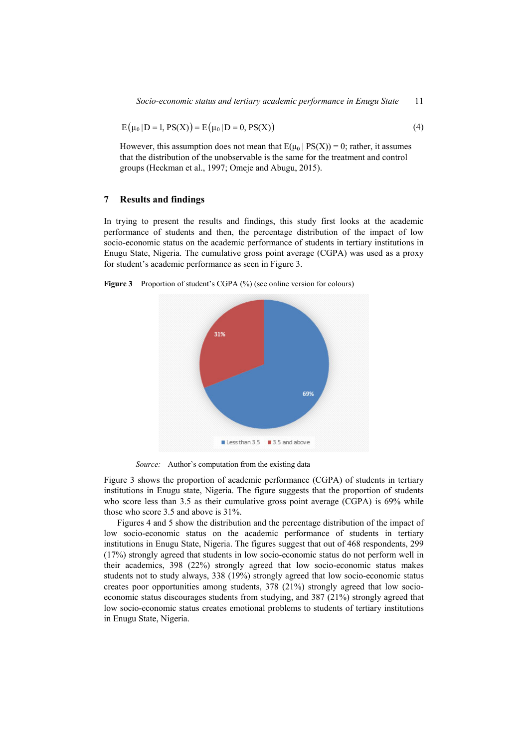$$E\left(\mu_0 \mid D = 1, PS(X)\right) = E\left(\mu_0 \mid D = 0, PS(X)\right) \tag{4}$$

However, this assumption does not mean that $E(\mu_0 \mid PS(X)) = 0$; rather, it assumes that the distribution of the unobservable is the same for the treatment and control groups (Heckman et al., 1997; Omeje and Abugu, 2015).

## 7 Results and findings

In trying to present the results and findings, this study first looks at the academic performance of students and then, the percentage distribution of the impact of low socio-economic status on the academic performance of students in tertiary institutions in Enugu State, Nigeria. The cumulative gross point average (CGPA) was used as a proxy for student's academic performance as seen in Figure 3.

**Figure 3** Proportion of student's CGPA (%) (see online version for colours)

31%

69%

Less than 3.5

3.5 and above

*Source:* Author's computation from the existing data

Figure 3 shows the proportion of academic performance (CGPA) of students in tertiary institutions in Enugu state, Nigeria. The figure suggests that the proportion of students who score less than 3.5 as their cumulative gross point average (CGPA) is 69% while those who score 3.5 and above is 31%.

Figures 4 and 5 show the distribution and the percentage distribution of the impact of low socio-economic status on the academic performance of students in tertiary institutions in Enugu State, Nigeria. The figures suggest that out of 468 respondents, 299 (17%) strongly agreed that students in low socio-economic status do not perform well in their academics, 398 (22%) strongly agreed that low socio-economic status makes students not to study always, 338 (19%) strongly agreed that low socio-economic status creates poor opportunities among students, 378 (21%) strongly agreed that low socio-economic status discourages students from studying, and 387 (21%) strongly agreed that low socio-economic status creates emotional problems to students of tertiary institutions in Enugu State, Nigeria.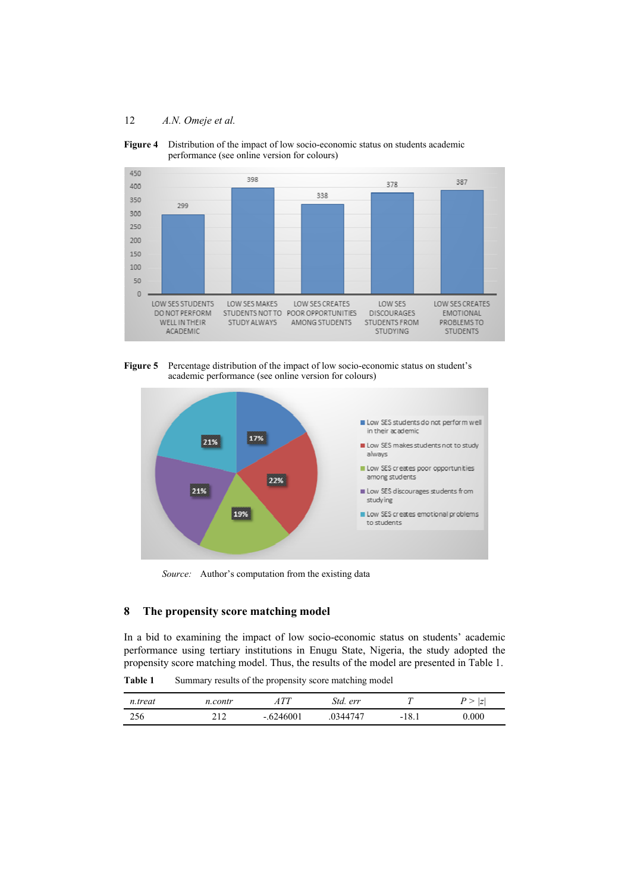**Figure 4** Distribution of the impact of low socio-economic status on students academic performance (see online version for colours)

450
400
350
300
250
200
150
100
50
0

299
398
338
378
387

LOW SES STUDENTS DO NOT PERFORM WELL IN THEIR ACADEMIC
LOW SES MAKES STUDENTS NOT TO STUDY ALWAYS
LOW SES CREATES POOR OPPORTUNITIES AMONG STUDENTS
LOW SES DISCOURAGES STUDENTS FROM STUDYING
LOW SES CREATES EMOTIONAL PROBLEMS TO STUDENTS

**Figure 5** Percentage distribution of the impact of low socio-economic status on student's academic performance (see online version for colours)

17%
22%
19%
21%
21%

Low SES students do not perform well in their academic
Low SES makes students not to study always
Low SES creates poor opportunities among students
Low SES discourages students from studying
Low SES creates emotional problems to students

*Source:* Author's computation from the existing data

## 8 The propensity score matching model

In a bid to examining the impact of low socio-economic status on students' academic performance using tertiary institutions in Enugu State, Nigeria, the study adopted the propensity score matching model. Thus, the results of the model are presented in Table 1.

**Table 1** Summary results of the propensity score matching model

| *n.treat* | *n.contr* | *ATT* | *Std. err* | *T* | $P > \|z\|$ |
|---|---|---|---|---|---|
| 256 | 212 | -.6246001 | .0344747 | -18.1 | 0.000 |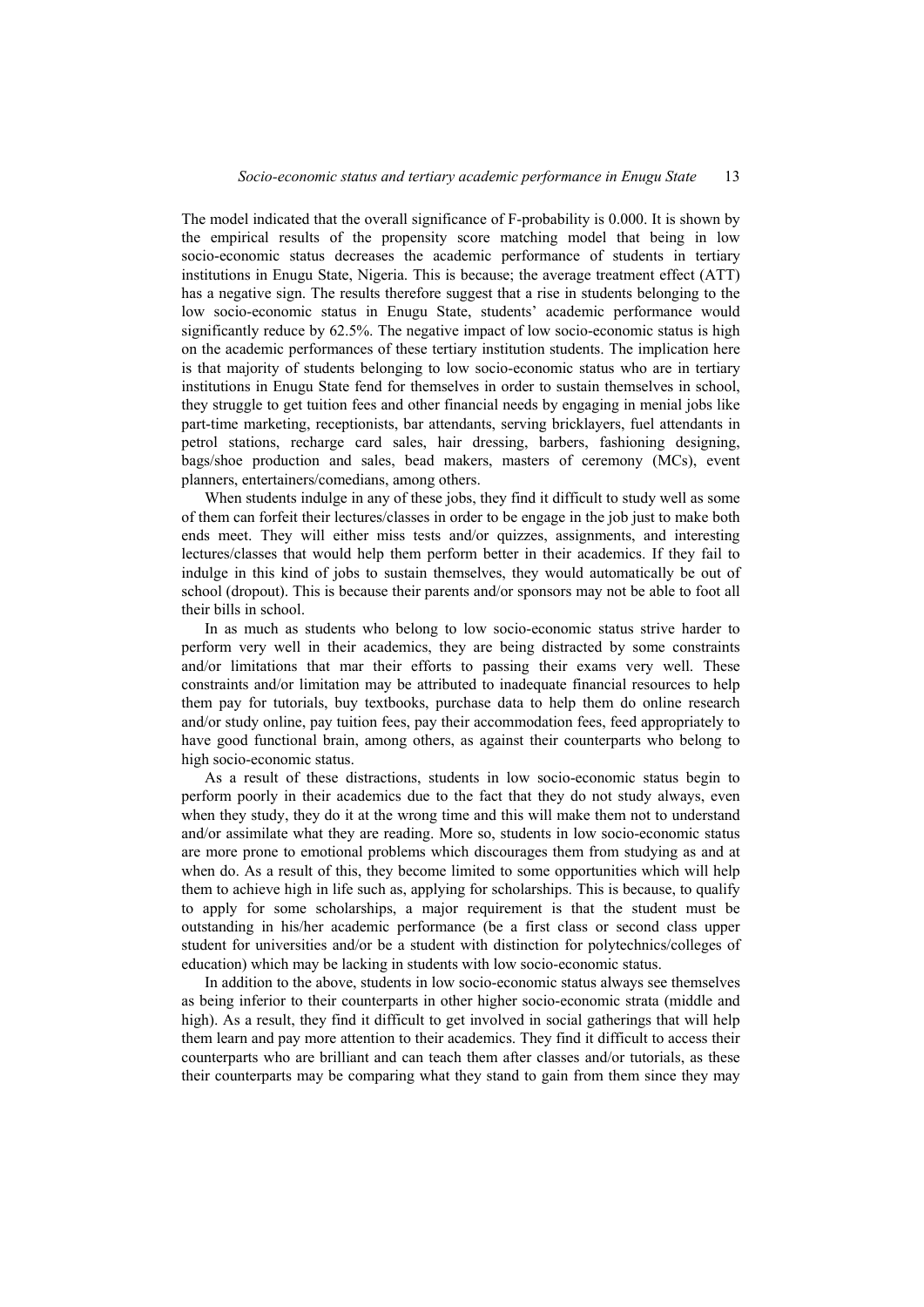The model indicated that the overall significance of F-probability is 0.000. It is shown by the empirical results of the propensity score matching model that being in low socio-economic status decreases the academic performance of students in tertiary institutions in Enugu State, Nigeria. This is because; the average treatment effect (ATT) has a negative sign. The results therefore suggest that a rise in students belonging to the low socio-economic status in Enugu State, students' academic performance would significantly reduce by 62.5%. The negative impact of low socio-economic status is high on the academic performances of these tertiary institution students. The implication here is that majority of students belonging to low socio-economic status who are in tertiary institutions in Enugu State fend for themselves in order to sustain themselves in school, they struggle to get tuition fees and other financial needs by engaging in menial jobs like part-time marketing, receptionists, bar attendants, serving bricklayers, fuel attendants in petrol stations, recharge card sales, hair dressing, barbers, fashioning designing, bags/shoe production and sales, bead makers, masters of ceremony (MCs), event planners, entertainers/comedians, among others.

When students indulge in any of these jobs, they find it difficult to study well as some of them can forfeit their lectures/classes in order to be engage in the job just to make both ends meet. They will either miss tests and/or quizzes, assignments, and interesting lectures/classes that would help them perform better in their academics. If they fail to indulge in this kind of jobs to sustain themselves, they would automatically be out of school (dropout). This is because their parents and/or sponsors may not be able to foot all their bills in school.

In as much as students who belong to low socio-economic status strive harder to perform very well in their academics, they are being distracted by some constraints and/or limitations that mar their efforts to passing their exams very well. These constraints and/or limitation may be attributed to inadequate financial resources to help them pay for tutorials, buy textbooks, purchase data to help them do online research and/or study online, pay tuition fees, pay their accommodation fees, feed appropriately to have good functional brain, among others, as against their counterparts who belong to high socio-economic status.

As a result of these distractions, students in low socio-economic status begin to perform poorly in their academics due to the fact that they do not study always, even when they study, they do it at the wrong time and this will make them not to understand and/or assimilate what they are reading. More so, students in low socio-economic status are more prone to emotional problems which discourages them from studying as and at when do. As a result of this, they become limited to some opportunities which will help them to achieve high in life such as, applying for scholarships. This is because, to qualify to apply for some scholarships, a major requirement is that the student must be outstanding in his/her academic performance (be a first class or second class upper student for universities and/or be a student with distinction for polytechnics/colleges of education) which may be lacking in students with low socio-economic status.

In addition to the above, students in low socio-economic status always see themselves as being inferior to their counterparts in other higher socio-economic strata (middle and high). As a result, they find it difficult to get involved in social gatherings that will help them learn and pay more attention to their academics. They find it difficult to access their counterparts who are brilliant and can teach them after classes and/or tutorials, as these their counterparts may be comparing what they stand to gain from them since they may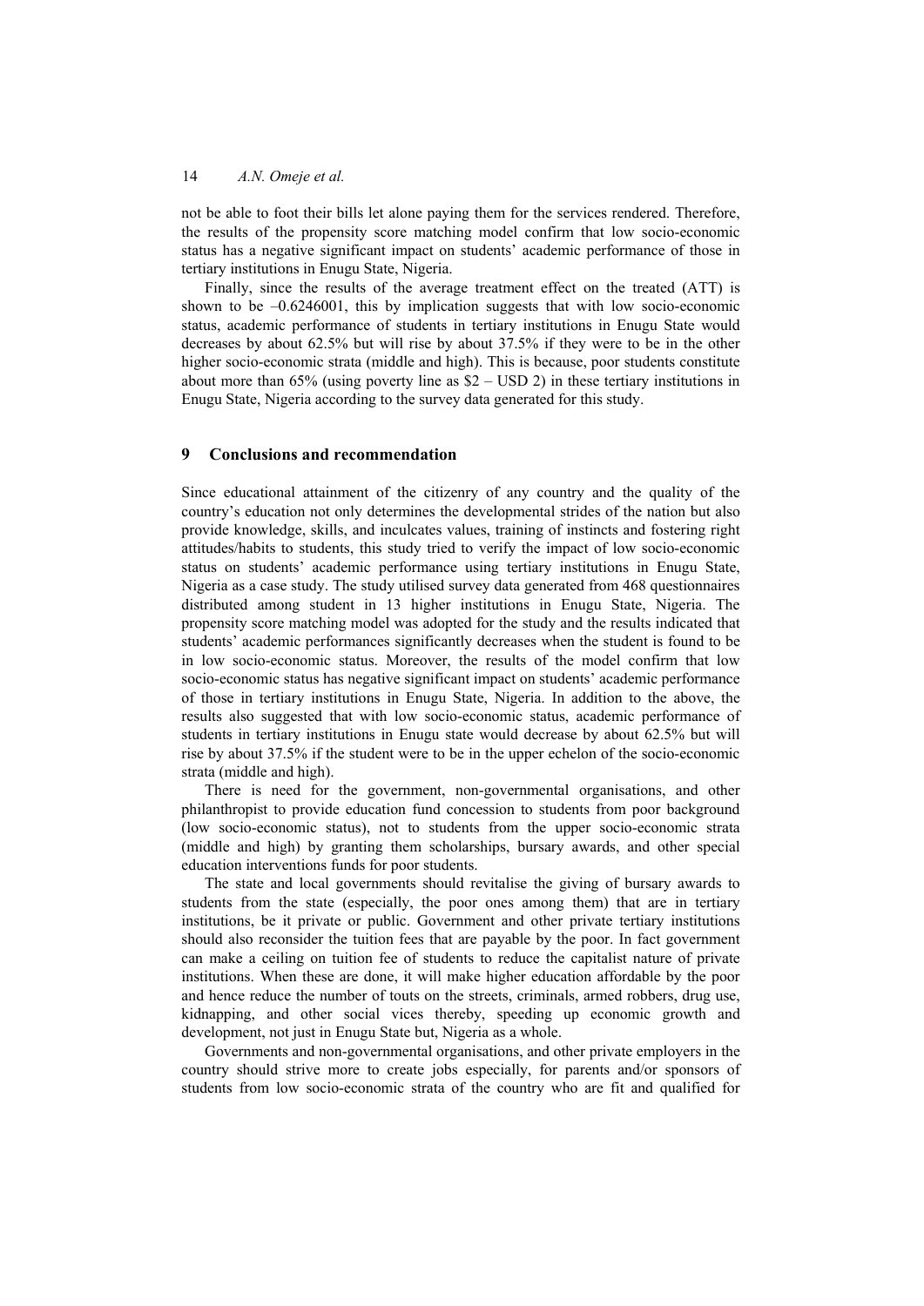not be able to foot their bills let alone paying them for the services rendered. Therefore, the results of the propensity score matching model confirm that low socio-economic status has a negative significant impact on students' academic performance of those in tertiary institutions in Enugu State, Nigeria.

Finally, since the results of the average treatment effect on the treated (ATT) is shown to be –0.6246001, this by implication suggests that with low socio-economic status, academic performance of students in tertiary institutions in Enugu State would decreases by about 62.5% but will rise by about 37.5% if they were to be in the other higher socio-economic strata (middle and high). This is because, poor students constitute about more than 65% (using poverty line as $2 – USD 2) in these tertiary institutions in Enugu State, Nigeria according to the survey data generated for this study.

## 9 Conclusions and recommendation

Since educational attainment of the citizenry of any country and the quality of the country's education not only determines the developmental strides of the nation but also provide knowledge, skills, and inculcates values, training of instincts and fostering right attitudes/habits to students, this study tried to verify the impact of low socio-economic status on students' academic performance using tertiary institutions in Enugu State, Nigeria as a case study. The study utilised survey data generated from 468 questionnaires distributed among student in 13 higher institutions in Enugu State, Nigeria. The propensity score matching model was adopted for the study and the results indicated that students' academic performances significantly decreases when the student is found to be in low socio-economic status. Moreover, the results of the model confirm that low socio-economic status has negative significant impact on students' academic performance of those in tertiary institutions in Enugu State, Nigeria. In addition to the above, the results also suggested that with low socio-economic status, academic performance of students in tertiary institutions in Enugu state would decrease by about 62.5% but will rise by about 37.5% if the student were to be in the upper echelon of the socio-economic strata (middle and high).

There is need for the government, non-governmental organisations, and other philanthropist to provide education fund concession to students from poor background (low socio-economic status), not to students from the upper socio-economic strata (middle and high) by granting them scholarships, bursary awards, and other special education interventions funds for poor students.

The state and local governments should revitalise the giving of bursary awards to students from the state (especially, the poor ones among them) that are in tertiary institutions, be it private or public. Government and other private tertiary institutions should also reconsider the tuition fees that are payable by the poor. In fact government can make a ceiling on tuition fee of students to reduce the capitalist nature of private institutions. When these are done, it will make higher education affordable by the poor and hence reduce the number of touts on the streets, criminals, armed robbers, drug use, kidnapping, and other social vices thereby, speeding up economic growth and development, not just in Enugu State but, Nigeria as a whole.

Governments and non-governmental organisations, and other private employers in the country should strive more to create jobs especially, for parents and/or sponsors of students from low socio-economic strata of the country who are fit and qualified for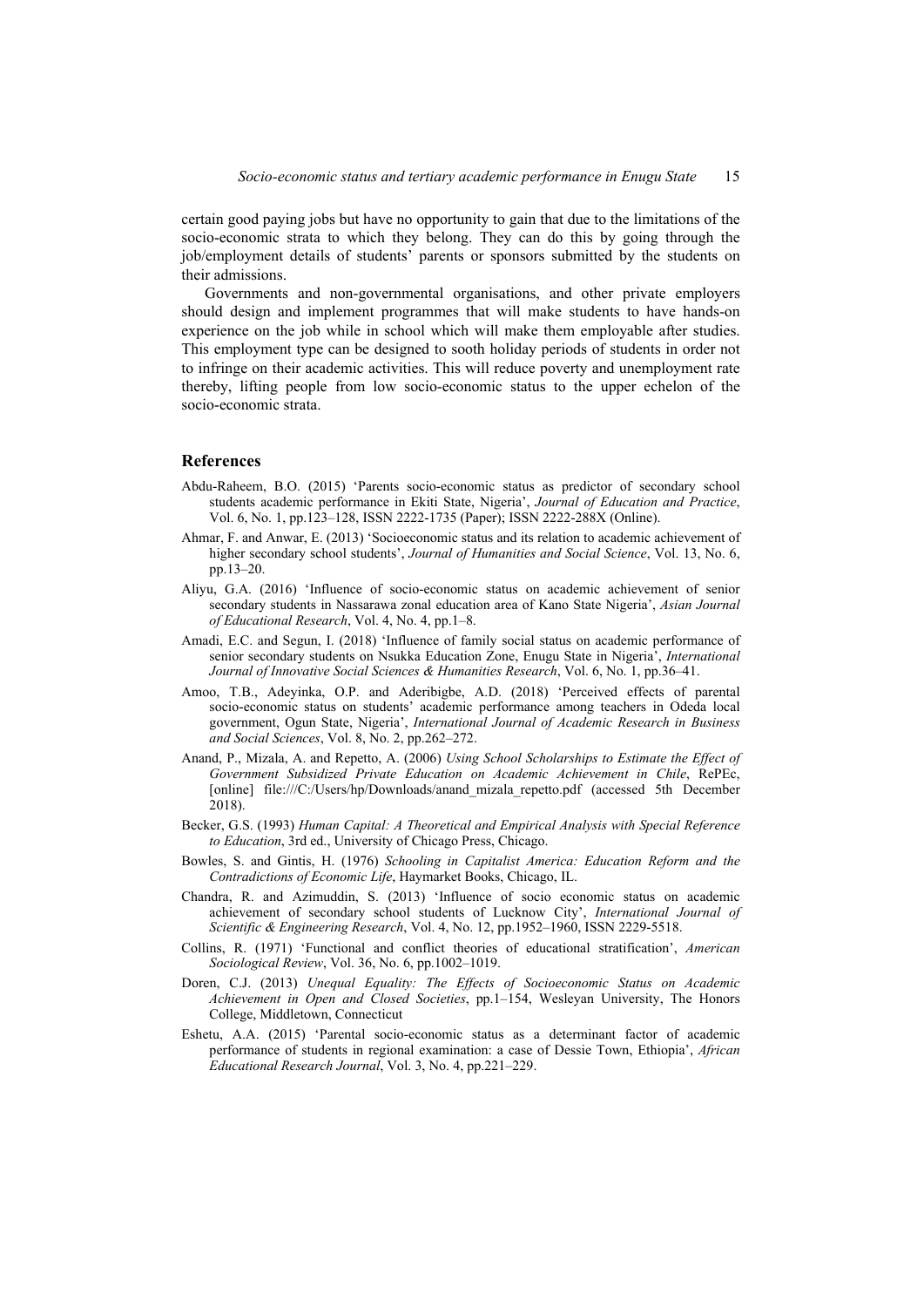certain good paying jobs but have no opportunity to gain that due to the limitations of the socio-economic strata to which they belong. They can do this by going through the job/employment details of students' parents or sponsors submitted by the students on their admissions.

Governments and non-governmental organisations, and other private employers should design and implement programmes that will make students to have hands-on experience on the job while in school which will make them employable after studies. This employment type can be designed to sooth holiday periods of students in order not to infringe on their academic activities. This will reduce poverty and unemployment rate thereby, lifting people from low socio-economic status to the upper echelon of the socio-economic strata.

## References

Abdu-Raheem, B.O. (2015) 'Parents socio-economic status as predictor of secondary school students academic performance in Ekiti State, Nigeria', *Journal of Education and Practice*, Vol. 6, No. 1, pp.123–128, ISSN 2222-1735 (Paper); ISSN 2222-288X (Online).

Ahmar, F. and Anwar, E. (2013) 'Socioeconomic status and its relation to academic achievement of higher secondary school students', *Journal of Humanities and Social Science*, Vol. 13, No. 6, pp.13–20.

Aliyu, G.A. (2016) 'Influence of socio-economic status on academic achievement of senior secondary students in Nassarawa zonal education area of Kano State Nigeria', *Asian Journal of Educational Research*, Vol. 4, No. 4, pp.1–8.

Amadi, E.C. and Segun, I. (2018) 'Influence of family social status on academic performance of senior secondary students on Nsukka Education Zone, Enugu State in Nigeria', *International Journal of Innovative Social Sciences & Humanities Research*, Vol. 6, No. 1, pp.36–41.

Amoo, T.B., Adeyinka, O.P. and Aderibigbe, A.D. (2018) 'Perceived effects of parental socio-economic status on students' academic performance among teachers in Odeda local government, Ogun State, Nigeria', *International Journal of Academic Research in Business and Social Sciences*, Vol. 8, No. 2, pp.262–272.

Anand, P., Mizala, A. and Repetto, A. (2006) *Using School Scholarships to Estimate the Effect of Government Subsidized Private Education on Academic Achievement in Chile*, RePEc, [online] file:///C:/Users/hp/Downloads/anand_mizala_repetto.pdf (accessed 5th December 2018).

Becker, G.S. (1993) *Human Capital: A Theoretical and Empirical Analysis with Special Reference to Education*, 3rd ed., University of Chicago Press, Chicago.

Bowles, S. and Gintis, H. (1976) *Schooling in Capitalist America: Education Reform and the Contradictions of Economic Life*, Haymarket Books, Chicago, IL.

Chandra, R. and Azimuddin, S. (2013) 'Influence of socio economic status on academic achievement of secondary school students of Lucknow City', *International Journal of Scientific & Engineering Research*, Vol. 4, No. 12, pp.1952–1960, ISSN 2229-5518.

Collins, R. (1971) 'Functional and conflict theories of educational stratification', *American Sociological Review*, Vol. 36, No. 6, pp.1002–1019.

Doren, C.J. (2013) *Unequal Equality: The Effects of Socioeconomic Status on Academic Achievement in Open and Closed Societies*, pp.1–154, Wesleyan University, The Honors College, Middletown, Connecticut

Eshetu, A.A. (2015) 'Parental socio-economic status as a determinant factor of academic performance of students in regional examination: a case of Dessie Town, Ethiopia', *African Educational Research Journal*, Vol. 3, No. 4, pp.221–229.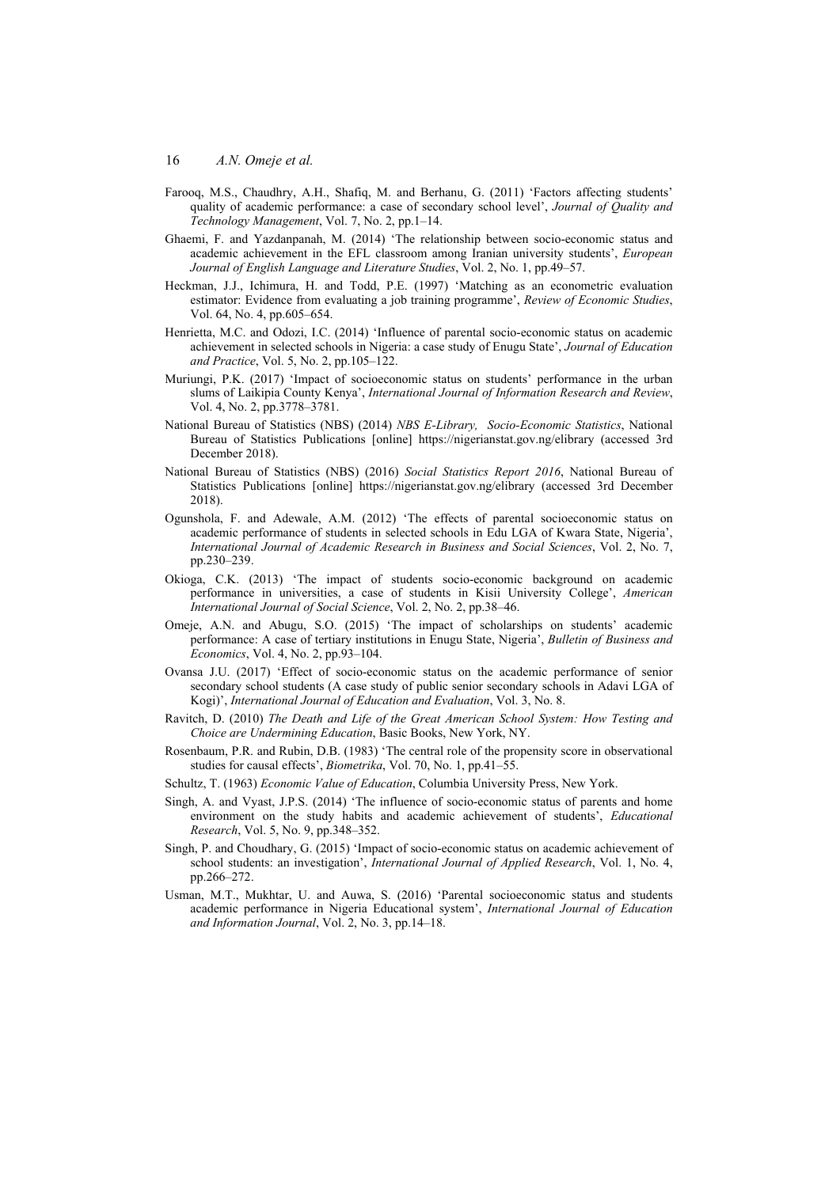Farooq, M.S., Chaudhry, A.H., Shafiq, M. and Berhanu, G. (2011) 'Factors affecting students' quality of academic performance: a case of secondary school level', *Journal of Quality and Technology Management*, Vol. 7, No. 2, pp.1–14.

Ghaemi, F. and Yazdanpanah, M. (2014) 'The relationship between socio-economic status and academic achievement in the EFL classroom among Iranian university students', *European Journal of English Language and Literature Studies*, Vol. 2, No. 1, pp.49–57.

Heckman, J.J., Ichimura, H. and Todd, P.E. (1997) 'Matching as an econometric evaluation estimator: Evidence from evaluating a job training programme', *Review of Economic Studies*, Vol. 64, No. 4, pp.605–654.

Henrietta, M.C. and Odozi, I.C. (2014) 'Influence of parental socio-economic status on academic achievement in selected schools in Nigeria: a case study of Enugu State', *Journal of Education and Practice*, Vol. 5, No. 2, pp.105–122.

Muriungi, P.K. (2017) 'Impact of socioeconomic status on students' performance in the urban slums of Laikipia County Kenya', *International Journal of Information Research and Review*, Vol. 4, No. 2, pp.3778–3781.

National Bureau of Statistics (NBS) (2014) *NBS E-Library, Socio-Economic Statistics*, National Bureau of Statistics Publications [online] https://nigerianstat.gov.ng/elibrary (accessed 3rd December 2018).

National Bureau of Statistics (NBS) (2016) *Social Statistics Report 2016*, National Bureau of Statistics Publications [online] https://nigerianstat.gov.ng/elibrary (accessed 3rd December 2018).

Ogunshola, F. and Adewale, A.M. (2012) 'The effects of parental socioeconomic status on academic performance of students in selected schools in Edu LGA of Kwara State, Nigeria', *International Journal of Academic Research in Business and Social Sciences*, Vol. 2, No. 7, pp.230–239.

Okioga, C.K. (2013) 'The impact of students socio-economic background on academic performance in universities, a case of students in Kisii University College', *American International Journal of Social Science*, Vol. 2, No. 2, pp.38–46.

Omeje, A.N. and Abugu, S.O. (2015) 'The impact of scholarships on students' academic performance: A case of tertiary institutions in Enugu State, Nigeria', *Bulletin of Business and Economics*, Vol. 4, No. 2, pp.93–104.

Ovansa J.U. (2017) 'Effect of socio-economic status on the academic performance of senior secondary school students (A case study of public senior secondary schools in Adavi LGA of Kogi)', *International Journal of Education and Evaluation*, Vol. 3, No. 8.

Ravitch, D. (2010) *The Death and Life of the Great American School System: How Testing and Choice are Undermining Education*, Basic Books, New York, NY.

Rosenbaum, P.R. and Rubin, D.B. (1983) 'The central role of the propensity score in observational studies for causal effects', *Biometrika*, Vol. 70, No. 1, pp.41–55.

Schultz, T. (1963) *Economic Value of Education*, Columbia University Press, New York.

Singh, A. and Vyast, J.P.S. (2014) 'The influence of socio-economic status of parents and home environment on the study habits and academic achievement of students', *Educational Research*, Vol. 5, No. 9, pp.348–352.

Singh, P. and Choudhary, G. (2015) 'Impact of socio-economic status on academic achievement of school students: an investigation', *International Journal of Applied Research*, Vol. 1, No. 4, pp.266–272.

Usman, M.T., Mukhtar, U. and Auwa, S. (2016) 'Parental socioeconomic status and students academic performance in Nigeria Educational system', *International Journal of Education and Information Journal*, Vol. 2, No. 3, pp.14–18.